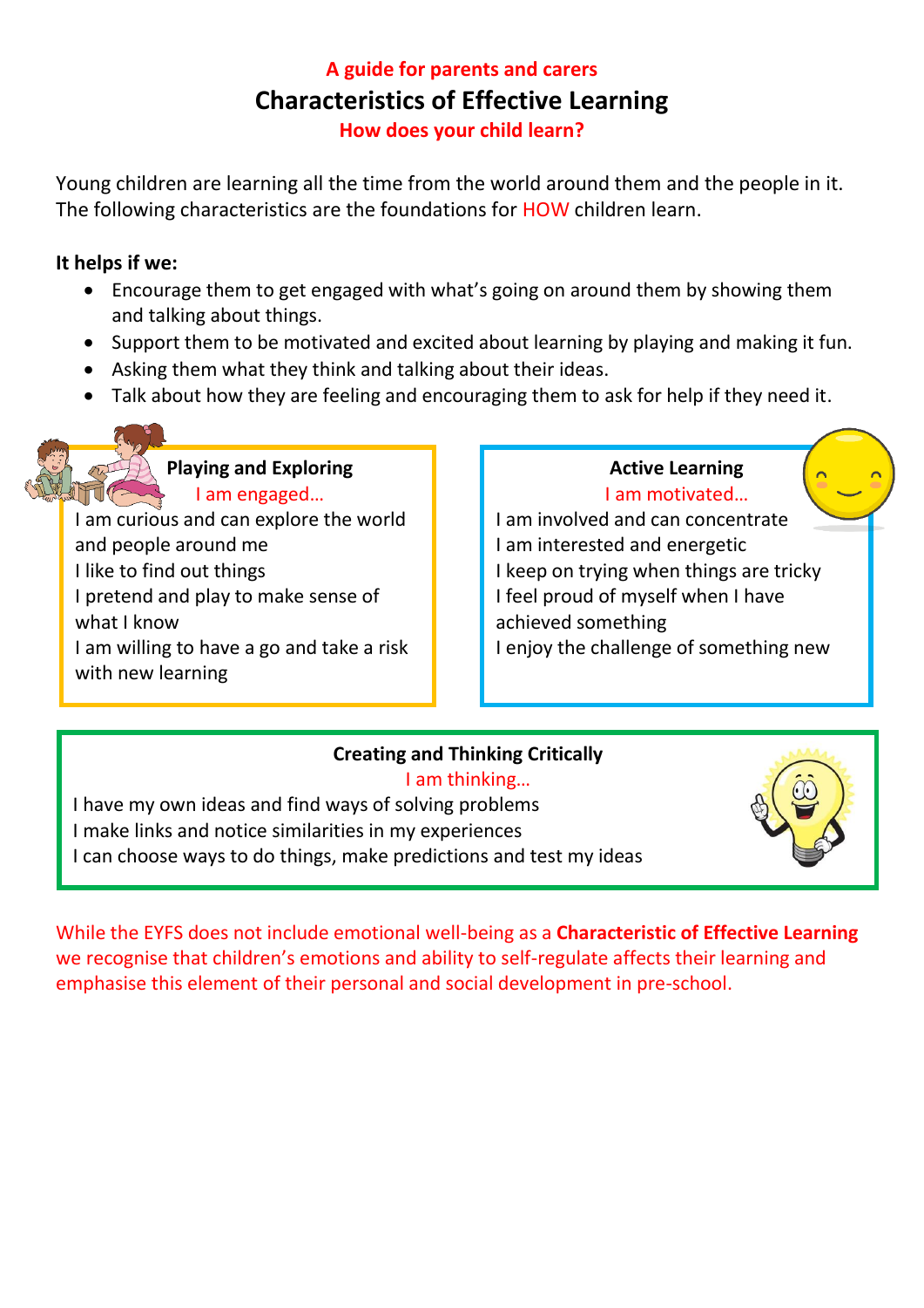**A guide for parents and carers**

# Characteristics of Effective Learning

**How does your child learn?**

Young children are learning all the time from the world around them and the people in it. The following characteristics are the foundations for HOW children learn.

**It helps if we:**

- Encourage them to get engaged with what's going on around them by showing them and talking about things.
- Support them to be motivated and excited about learning by playing and making it fun.
- Asking them what they think and talking about their ideas.
- Talk about how they are feeling and encouraging them to ask for help if they need it.

### Playing and Exploring

I am engaged…

I am curious and can explore the world and people around me

I like to find out things

I pretend and play to make sense of what I know

I am willing to have a go and take a risk with new learning

### Active Learning

I am motivated…

I am involved and can concentrate

I am interested and energetic

I keep on trying when things are tricky

I feel proud of myself when I have achieved something

I enjoy the challenge of something new

### Creating and Thinking Critically

I am thinking…

I have my own ideas and find ways of solving problems

I make links and notice similarities in my experiences

I can choose ways to do things, make predictions and test my ideas

While the EYFS does not include emotional well-being as a **Characteristic of Effective Learning** we recognise that children's emotions and ability to self-regulate affects their learning and emphasise this element of their personal and social development in pre-school.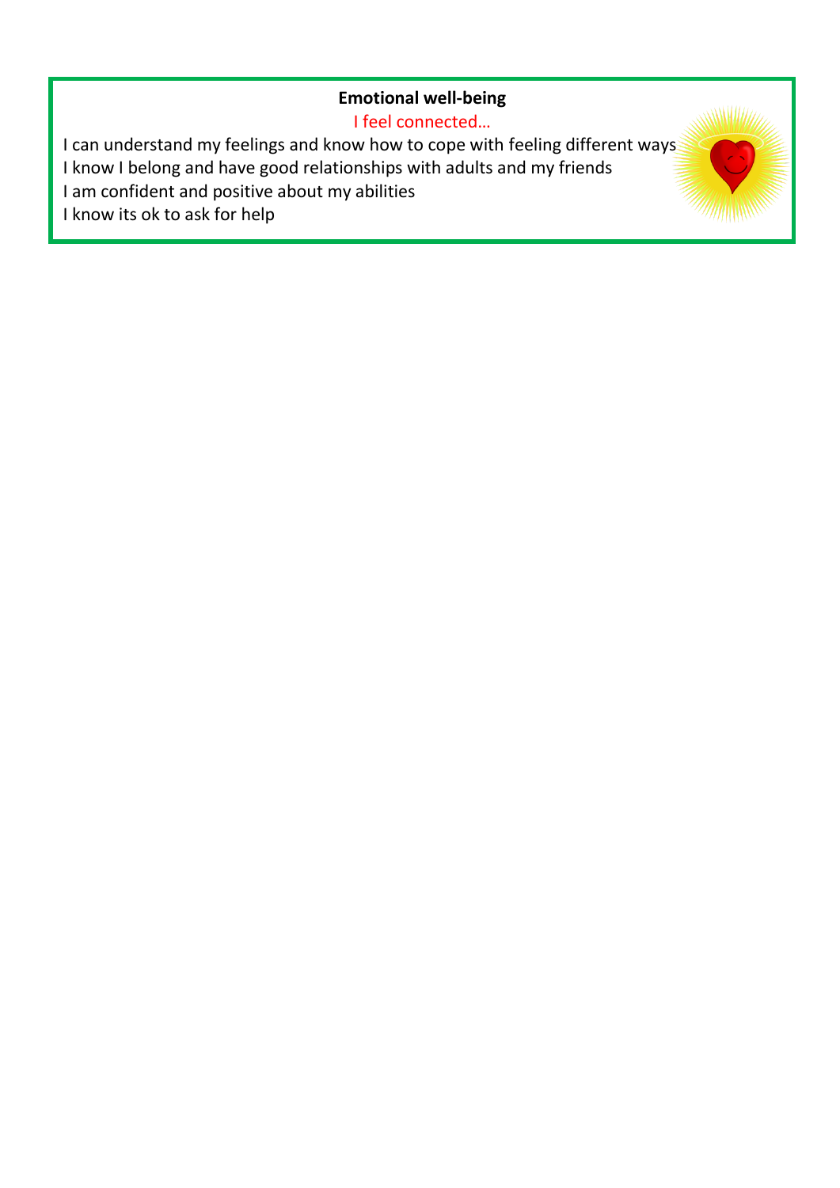**Emotional well-being**

I feel connected…

I can understand my feelings and know how to cope with feeling different ways
I know I belong and have good relationships with adults and my friends
I am confident and positive about my abilities
I know its ok to ask for help